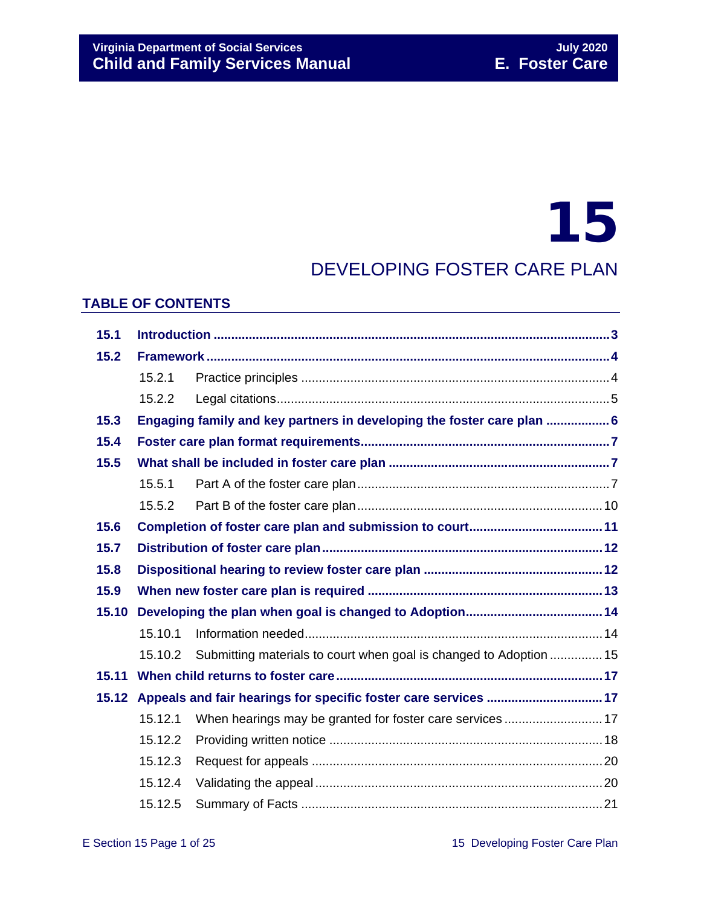# 15

## DEVELOPING FOSTER CARE PLAN

### TABLE OF CONTENTS

| | | |
|---|---|---|
| **15.1** | **Introduction** | **3** |
| **15.2** | **Framework** | **4** |
| 15.2.1 | Practice principles | 4 |
| 15.2.2 | Legal citations | 5 |
| **15.3** | **Engaging family and key partners in developing the foster care plan** | **6** |
| **15.4** | **Foster care plan format requirements** | **7** |
| **15.5** | **What shall be included in foster care plan** | **7** |
| 15.5.1 | Part A of the foster care plan | 7 |
| 15.5.2 | Part B of the foster care plan | 10 |
| **15.6** | **Completion of foster care plan and submission to court** | **11** |
| **15.7** | **Distribution of foster care plan** | **12** |
| **15.8** | **Dispositional hearing to review foster care plan** | **12** |
| **15.9** | **When new foster care plan is required** | **13** |
| **15.10** | **Developing the plan when goal is changed to Adoption** | **14** |
| 15.10.1 | Information needed | 14 |
| 15.10.2 | Submitting materials to court when goal is changed to Adoption | 15 |
| **15.11** | **When child returns to foster care** | **17** |
| **15.12** | **Appeals and fair hearings for specific foster care services** | **17** |
| 15.12.1 | When hearings may be granted for foster care services | 17 |
| 15.12.2 | Providing written notice | 18 |
| 15.12.3 | Request for appeals | 20 |
| 15.12.4 | Validating the appeal | 20 |
| 15.12.5 | Summary of Facts | 21 |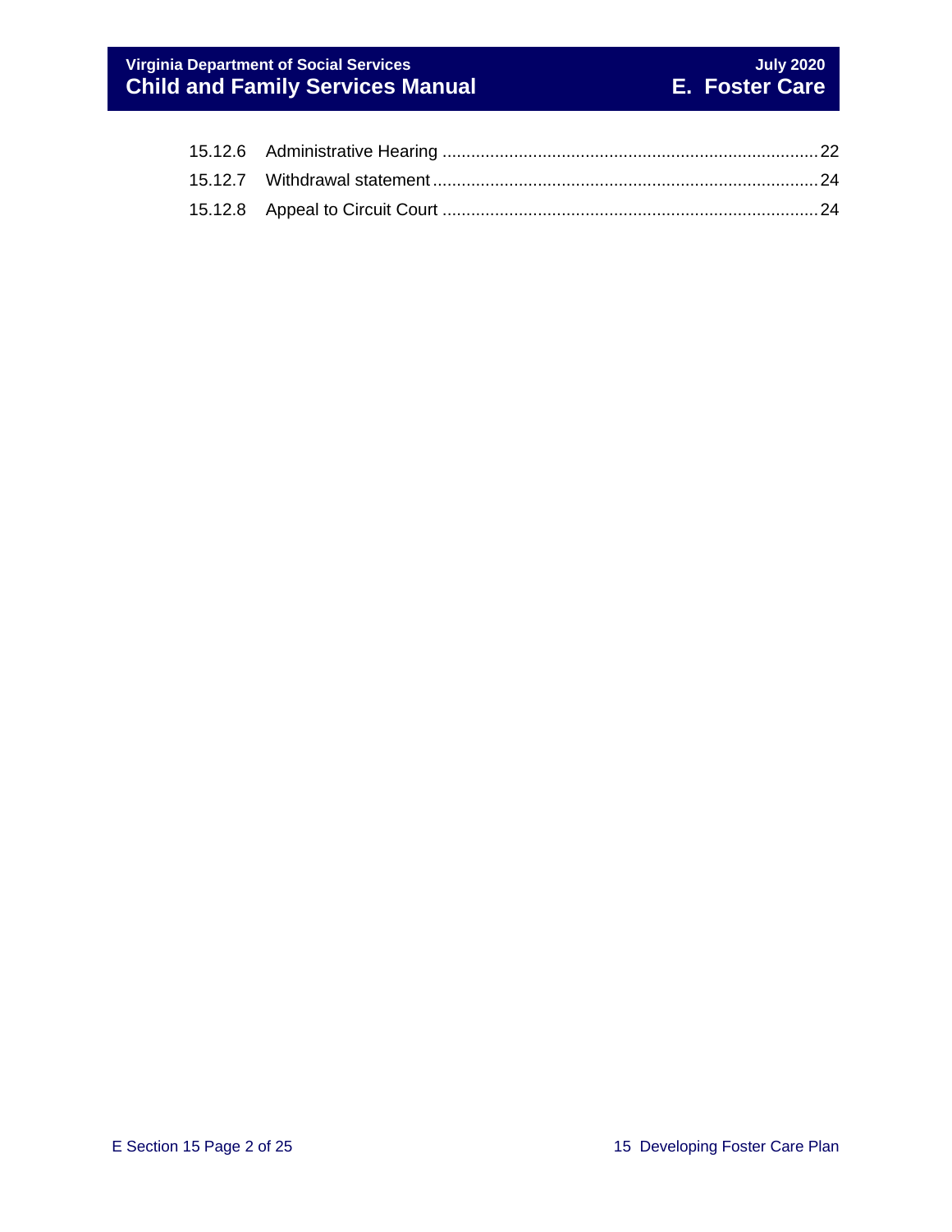15.12.6 Administrative Hearing ............................................................................. 22

15.12.7 Withdrawal statement ............................................................................. 24

15.12.8 Appeal to Circuit Court ............................................................................. 24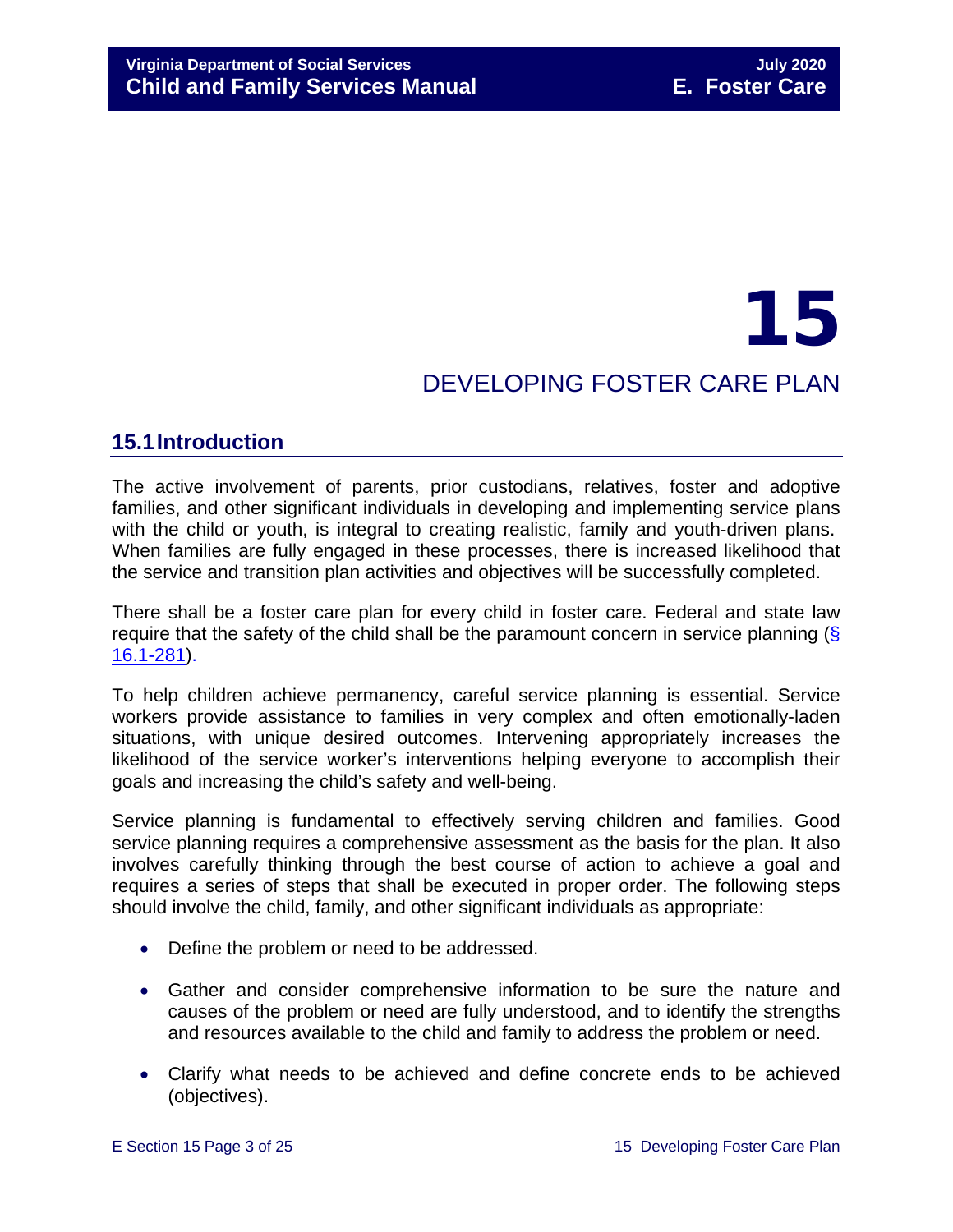# 15

# DEVELOPING FOSTER CARE PLAN

## 15.1 Introduction

The active involvement of parents, prior custodians, relatives, foster and adoptive families, and other significant individuals in developing and implementing service plans with the child or youth, is integral to creating realistic, family and youth-driven plans. When families are fully engaged in these processes, there is increased likelihood that the service and transition plan activities and objectives will be successfully completed.

There shall be a foster care plan for every child in foster care. Federal and state law require that the safety of the child shall be the paramount concern in service planning (§ 16.1-281).

To help children achieve permanency, careful service planning is essential. Service workers provide assistance to families in very complex and often emotionally-laden situations, with unique desired outcomes. Intervening appropriately increases the likelihood of the service worker's interventions helping everyone to accomplish their goals and increasing the child's safety and well-being.

Service planning is fundamental to effectively serving children and families. Good service planning requires a comprehensive assessment as the basis for the plan. It also involves carefully thinking through the best course of action to achieve a goal and requires a series of steps that shall be executed in proper order. The following steps should involve the child, family, and other significant individuals as appropriate:

- Define the problem or need to be addressed.
- Gather and consider comprehensive information to be sure the nature and causes of the problem or need are fully understood, and to identify the strengths and resources available to the child and family to address the problem or need.
- Clarify what needs to be achieved and define concrete ends to be achieved (objectives).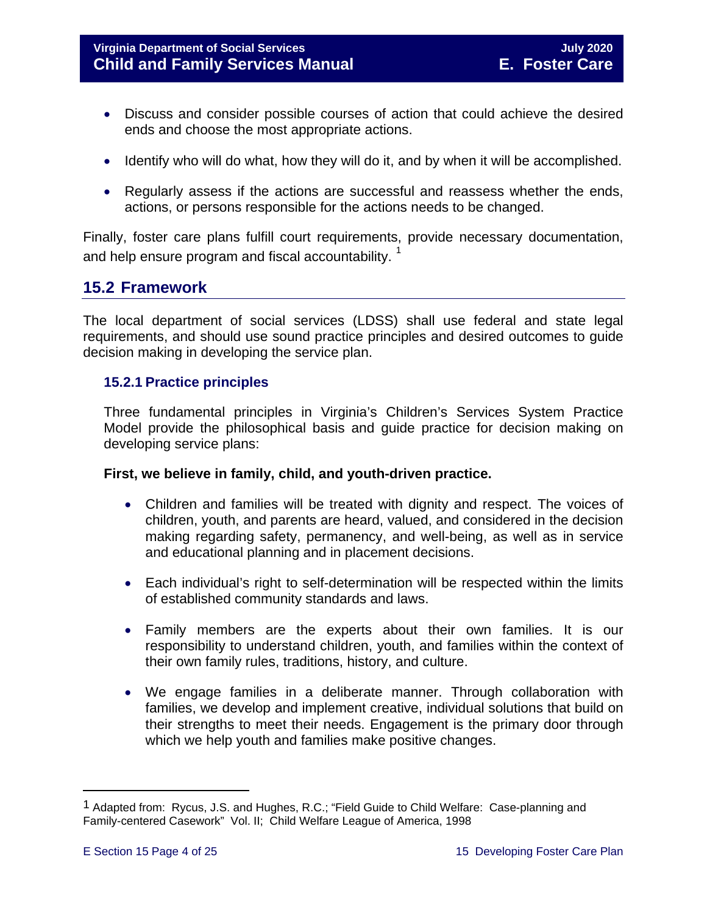- Discuss and consider possible courses of action that could achieve the desired ends and choose the most appropriate actions.

- Identify who will do what, how they will do it, and by when it will be accomplished.

- Regularly assess if the actions are successful and reassess whether the ends, actions, or persons responsible for the actions needs to be changed.

Finally, foster care plans fulfill court requirements, provide necessary documentation, and help ensure program and fiscal accountability. [1]

## 15.2 Framework

The local department of social services (LDSS) shall use federal and state legal requirements, and should use sound practice principles and desired outcomes to guide decision making in developing the service plan.

### 15.2.1 Practice principles

Three fundamental principles in Virginia's Children's Services System Practice Model provide the philosophical basis and guide practice for decision making on developing service plans:

**First, we believe in family, child, and youth-driven practice.**

- Children and families will be treated with dignity and respect. The voices of children, youth, and parents are heard, valued, and considered in the decision making regarding safety, permanency, and well-being, as well as in service and educational planning and in placement decisions.

- Each individual's right to self-determination will be respected within the limits of established community standards and laws.

- Family members are the experts about their own families. It is our responsibility to understand children, youth, and families within the context of their own family rules, traditions, history, and culture.

- We engage families in a deliberate manner. Through collaboration with families, we develop and implement creative, individual solutions that build on their strengths to meet their needs. Engagement is the primary door through which we help youth and families make positive changes.

---

[1] Adapted from: Rycus, J.S. and Hughes, R.C.; "Field Guide to Child Welfare: Case-planning and Family-centered Casework" Vol. II; Child Welfare League of America, 1998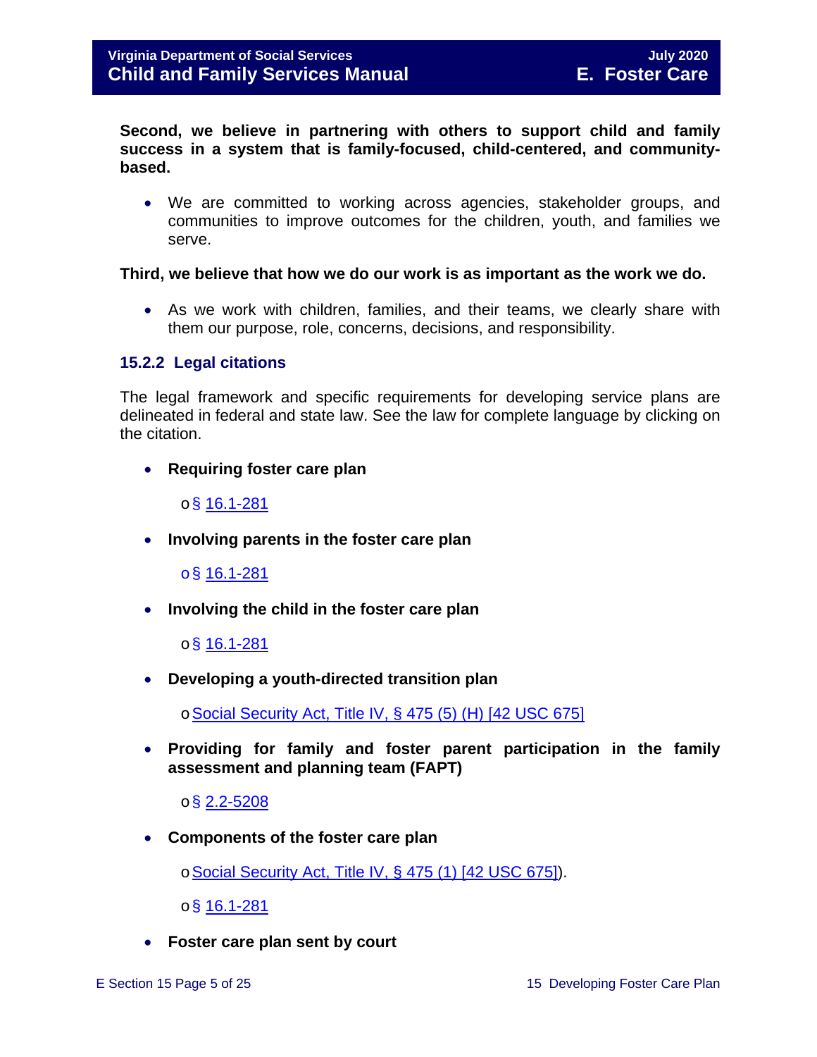**Second, we believe in partnering with others to support child and family success in a system that is family-focused, child-centered, and community-based.**

- We are committed to working across agencies, stakeholder groups, and communities to improve outcomes for the children, youth, and families we serve.

**Third, we believe that how we do our work is as important as the work we do.**

- As we work with children, families, and their teams, we clearly share with them our purpose, role, concerns, decisions, and responsibility.

### 15.2.2 Legal citations

The legal framework and specific requirements for developing service plans are delineated in federal and state law. See the law for complete language by clicking on the citation.

- **Requiring foster care plan**
  - § 16.1-281
- **Involving parents in the foster care plan**
  - § 16.1-281
- **Involving the child in the foster care plan**
  - § 16.1-281
- **Developing a youth-directed transition plan**
  - Social Security Act, Title IV, § 475 (5) (H) [42 USC 675]
- **Providing for family and foster parent participation in the family assessment and planning team (FAPT)**
  - § 2.2-5208
- **Components of the foster care plan**
  - Social Security Act, Title IV, § 475 (1) [42 USC 675]).
  - § 16.1-281
- **Foster care plan sent by court**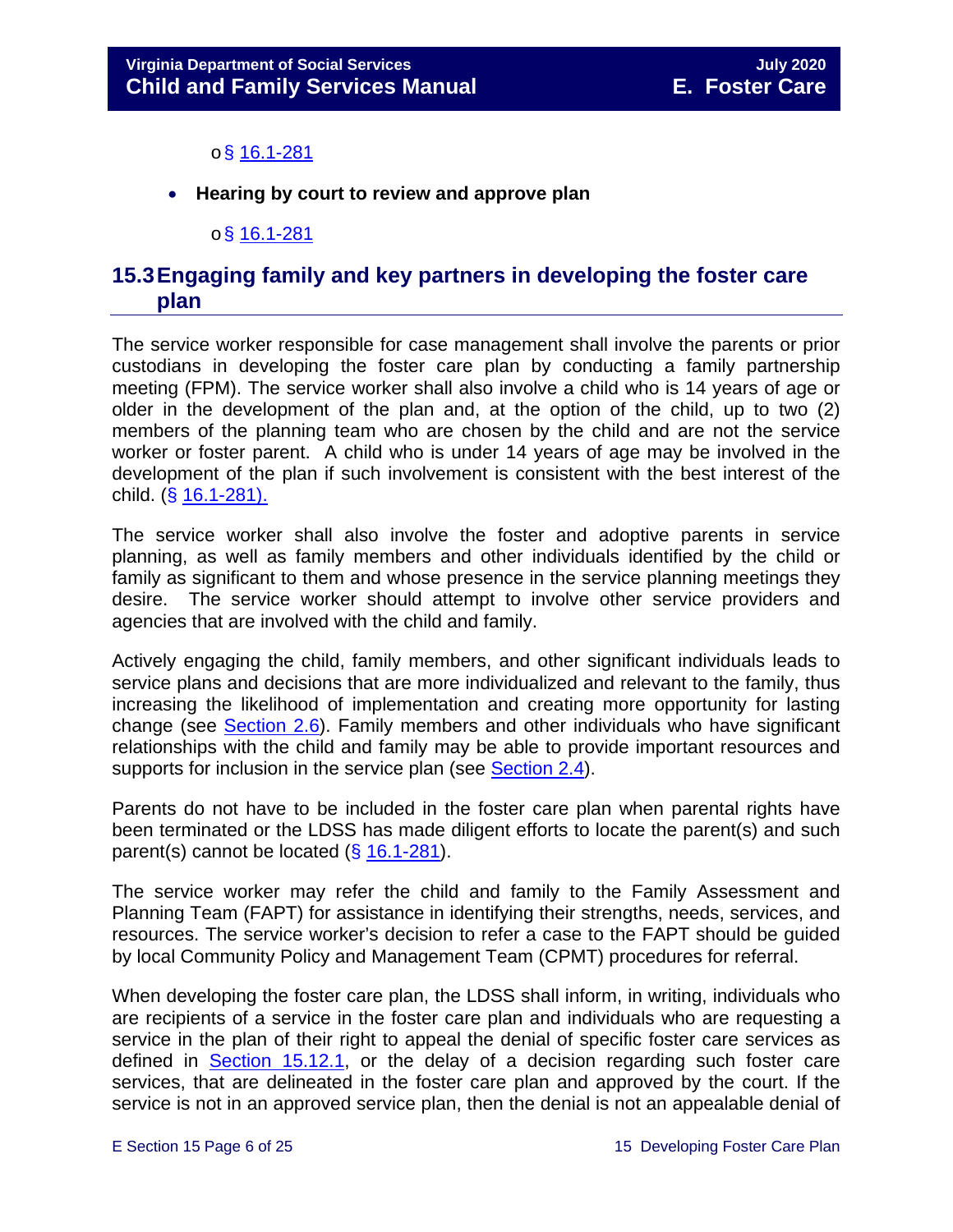- § 16.1-281

- **Hearing by court to review and approve plan**
  - § 16.1-281

## 15.3 Engaging family and key partners in developing the foster care plan

The service worker responsible for case management shall involve the parents or prior custodians in developing the foster care plan by conducting a family partnership meeting (FPM). The service worker shall also involve a child who is 14 years of age or older in the development of the plan and, at the option of the child, up to two (2) members of the planning team who are chosen by the child and are not the service worker or foster parent. A child who is under 14 years of age may be involved in the development of the plan if such involvement is consistent with the best interest of the child. (§ 16.1-281).

The service worker shall also involve the foster and adoptive parents in service planning, as well as family members and other individuals identified by the child or family as significant to them and whose presence in the service planning meetings they desire. The service worker should attempt to involve other service providers and agencies that are involved with the child and family.

Actively engaging the child, family members, and other significant individuals leads to service plans and decisions that are more individualized and relevant to the family, thus increasing the likelihood of implementation and creating more opportunity for lasting change (see Section 2.6). Family members and other individuals who have significant relationships with the child and family may be able to provide important resources and supports for inclusion in the service plan (see Section 2.4).

Parents do not have to be included in the foster care plan when parental rights have been terminated or the LDSS has made diligent efforts to locate the parent(s) and such parent(s) cannot be located (§ 16.1-281).

The service worker may refer the child and family to the Family Assessment and Planning Team (FAPT) for assistance in identifying their strengths, needs, services, and resources. The service worker's decision to refer a case to the FAPT should be guided by local Community Policy and Management Team (CPMT) procedures for referral.

When developing the foster care plan, the LDSS shall inform, in writing, individuals who are recipients of a service in the foster care plan and individuals who are requesting a service in the plan of their right to appeal the denial of specific foster care services as defined in Section 15.12.1, or the delay of a decision regarding such foster care services, that are delineated in the foster care plan and approved by the court. If the service is not in an approved service plan, then the denial is not an appealable denial of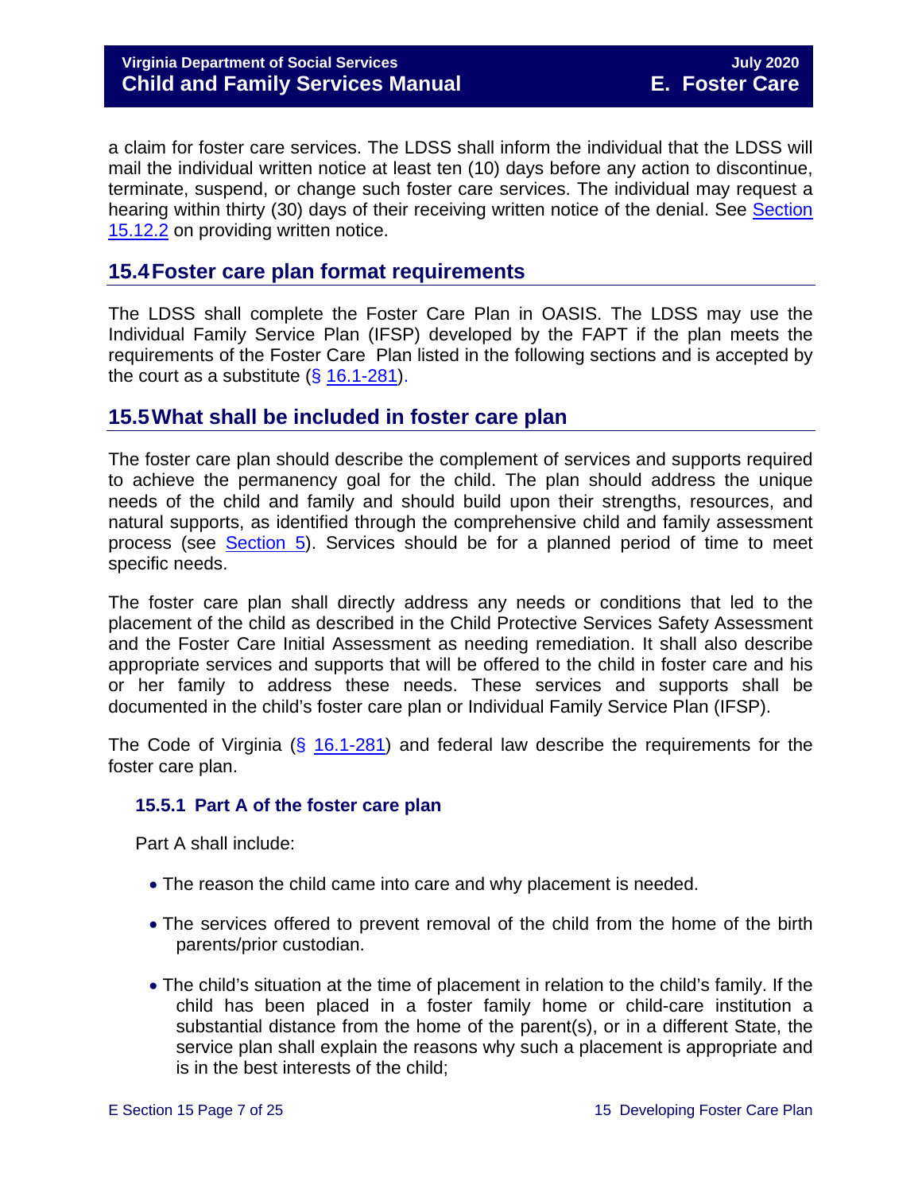a claim for foster care services. The LDSS shall inform the individual that the LDSS will mail the individual written notice at least ten (10) days before any action to discontinue, terminate, suspend, or change such foster care services. The individual may request a hearing within thirty (30) days of their receiving written notice of the denial. See Section 15.12.2 on providing written notice.

## 15.4 Foster care plan format requirements

The LDSS shall complete the Foster Care Plan in OASIS. The LDSS may use the Individual Family Service Plan (IFSP) developed by the FAPT if the plan meets the requirements of the Foster Care Plan listed in the following sections and is accepted by the court as a substitute (§ 16.1-281).

## 15.5 What shall be included in foster care plan

The foster care plan should describe the complement of services and supports required to achieve the permanency goal for the child. The plan should address the unique needs of the child and family and should build upon their strengths, resources, and natural supports, as identified through the comprehensive child and family assessment process (see Section 5). Services should be for a planned period of time to meet specific needs.

The foster care plan shall directly address any needs or conditions that led to the placement of the child as described in the Child Protective Services Safety Assessment and the Foster Care Initial Assessment as needing remediation. It shall also describe appropriate services and supports that will be offered to the child in foster care and his or her family to address these needs. These services and supports shall be documented in the child's foster care plan or Individual Family Service Plan (IFSP).

The Code of Virginia (§ 16.1-281) and federal law describe the requirements for the foster care plan.

### 15.5.1 Part A of the foster care plan

Part A shall include:

- The reason the child came into care and why placement is needed.
- The services offered to prevent removal of the child from the home of the birth parents/prior custodian.
- The child's situation at the time of placement in relation to the child's family. If the child has been placed in a foster family home or child-care institution a substantial distance from the home of the parent(s), or in a different State, the service plan shall explain the reasons why such a placement is appropriate and is in the best interests of the child;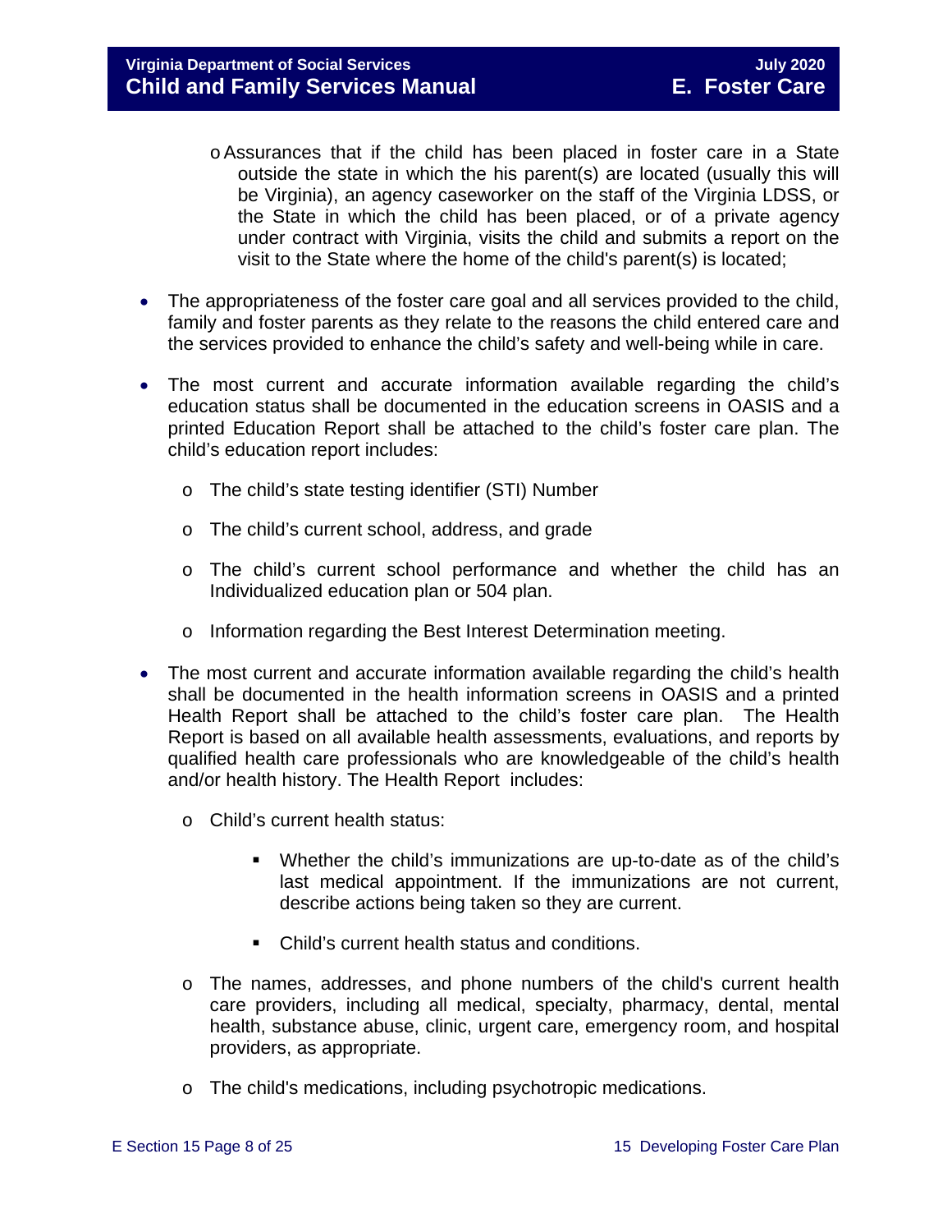- Assurances that if the child has been placed in foster care in a State outside the state in which the his parent(s) are located (usually this will be Virginia), an agency caseworker on the staff of the Virginia LDSS, or the State in which the child has been placed, or of a private agency under contract with Virginia, visits the child and submits a report on the visit to the State where the home of the child's parent(s) is located;

- The appropriateness of the foster care goal and all services provided to the child, family and foster parents as they relate to the reasons the child entered care and the services provided to enhance the child's safety and well-being while in care.

- The most current and accurate information available regarding the child's education status shall be documented in the education screens in OASIS and a printed Education Report shall be attached to the child's foster care plan. The child's education report includes:

  - The child's state testing identifier (STI) Number
  - The child's current school, address, and grade
  - The child's current school performance and whether the child has an Individualized education plan or 504 plan.
  - Information regarding the Best Interest Determination meeting.

- The most current and accurate information available regarding the child's health shall be documented in the health information screens in OASIS and a printed Health Report shall be attached to the child's foster care plan. The Health Report is based on all available health assessments, evaluations, and reports by qualified health care professionals who are knowledgeable of the child's health and/or health history. The Health Report includes:

  - Child's current health status:
    - Whether the child's immunizations are up-to-date as of the child's last medical appointment. If the immunizations are not current, describe actions being taken so they are current.
    - Child's current health status and conditions.
  - The names, addresses, and phone numbers of the child's current health care providers, including all medical, specialty, pharmacy, dental, mental health, substance abuse, clinic, urgent care, emergency room, and hospital providers, as appropriate.
  - The child's medications, including psychotropic medications.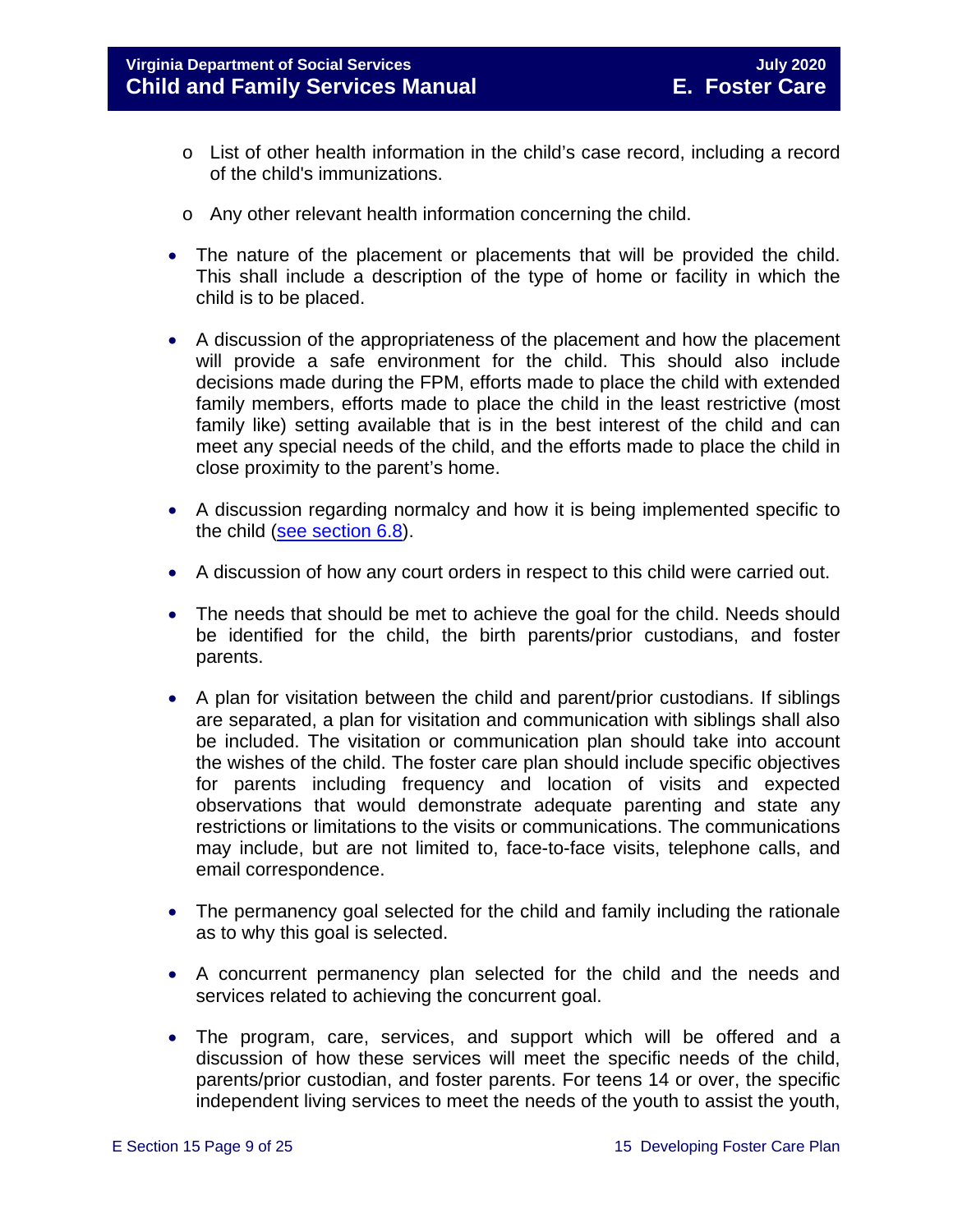- List of other health information in the child's case record, including a record of the child's immunizations.
  - Any other relevant health information concerning the child.

- The nature of the placement or placements that will be provided the child. This shall include a description of the type of home or facility in which the child is to be placed.

- A discussion of the appropriateness of the placement and how the placement will provide a safe environment for the child. This should also include decisions made during the FPM, efforts made to place the child with extended family members, efforts made to place the child in the least restrictive (most family like) setting available that is in the best interest of the child and can meet any special needs of the child, and the efforts made to place the child in close proximity to the parent's home.

- A discussion regarding normalcy and how it is being implemented specific to the child (see section 6.8).

- A discussion of how any court orders in respect to this child were carried out.

- The needs that should be met to achieve the goal for the child. Needs should be identified for the child, the birth parents/prior custodians, and foster parents.

- A plan for visitation between the child and parent/prior custodians. If siblings are separated, a plan for visitation and communication with siblings shall also be included. The visitation or communication plan should take into account the wishes of the child. The foster care plan should include specific objectives for parents including frequency and location of visits and expected observations that would demonstrate adequate parenting and state any restrictions or limitations to the visits or communications. The communications may include, but are not limited to, face-to-face visits, telephone calls, and email correspondence.

- The permanency goal selected for the child and family including the rationale as to why this goal is selected.

- A concurrent permanency plan selected for the child and the needs and services related to achieving the concurrent goal.

- The program, care, services, and support which will be offered and a discussion of how these services will meet the specific needs of the child, parents/prior custodian, and foster parents. For teens 14 or over, the specific independent living services to meet the needs of the youth to assist the youth,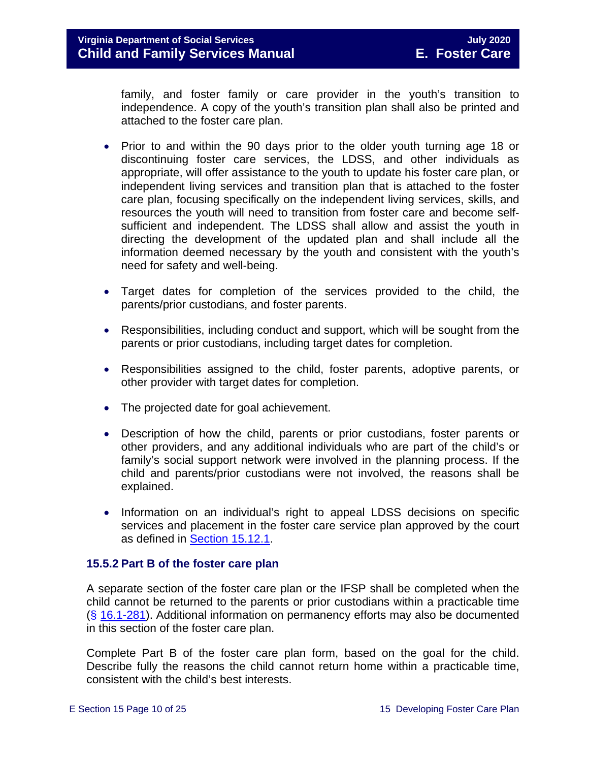family, and foster family or care provider in the youth's transition to independence. A copy of the youth's transition plan shall also be printed and attached to the foster care plan.

- Prior to and within the 90 days prior to the older youth turning age 18 or discontinuing foster care services, the LDSS, and other individuals as appropriate, will offer assistance to the youth to update his foster care plan, or independent living services and transition plan that is attached to the foster care plan, focusing specifically on the independent living services, skills, and resources the youth will need to transition from foster care and become self-sufficient and independent. The LDSS shall allow and assist the youth in directing the development of the updated plan and shall include all the information deemed necessary by the youth and consistent with the youth's need for safety and well-being.
- Target dates for completion of the services provided to the child, the parents/prior custodians, and foster parents.
- Responsibilities, including conduct and support, which will be sought from the parents or prior custodians, including target dates for completion.
- Responsibilities assigned to the child, foster parents, adoptive parents, or other provider with target dates for completion.
- The projected date for goal achievement.
- Description of how the child, parents or prior custodians, foster parents or other providers, and any additional individuals who are part of the child's or family's social support network were involved in the planning process. If the child and parents/prior custodians were not involved, the reasons shall be explained.
- Information on an individual's right to appeal LDSS decisions on specific services and placement in the foster care service plan approved by the court as defined in Section 15.12.1.

### 15.5.2 Part B of the foster care plan

A separate section of the foster care plan or the IFSP shall be completed when the child cannot be returned to the parents or prior custodians within a practicable time (§ 16.1-281). Additional information on permanency efforts may also be documented in this section of the foster care plan.

Complete Part B of the foster care plan form, based on the goal for the child. Describe fully the reasons the child cannot return home within a practicable time, consistent with the child's best interests.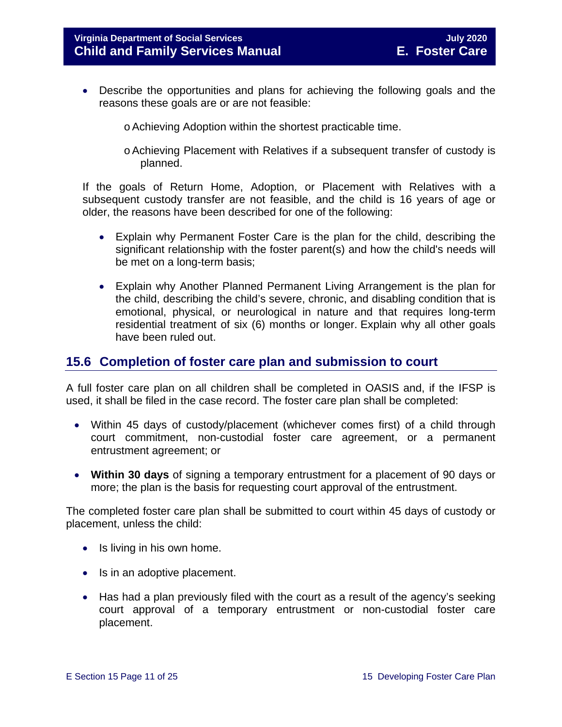- Describe the opportunities and plans for achieving the following goals and the reasons these goals are or are not feasible:
  - Achieving Adoption within the shortest practicable time.
  - Achieving Placement with Relatives if a subsequent transfer of custody is planned.

If the goals of Return Home, Adoption, or Placement with Relatives with a subsequent custody transfer are not feasible, and the child is 16 years of age or older, the reasons have been described for one of the following:

- Explain why Permanent Foster Care is the plan for the child, describing the significant relationship with the foster parent(s) and how the child's needs will be met on a long-term basis;
- Explain why Another Planned Permanent Living Arrangement is the plan for the child, describing the child's severe, chronic, and disabling condition that is emotional, physical, or neurological in nature and that requires long-term residential treatment of six (6) months or longer. Explain why all other goals have been ruled out.

## 15.6 Completion of foster care plan and submission to court

A full foster care plan on all children shall be completed in OASIS and, if the IFSP is used, it shall be filed in the case record. The foster care plan shall be completed:

- Within 45 days of custody/placement (whichever comes first) of a child through court commitment, non-custodial foster care agreement, or a permanent entrustment agreement; or
- **Within 30 days** of signing a temporary entrustment for a placement of 90 days or more; the plan is the basis for requesting court approval of the entrustment.

The completed foster care plan shall be submitted to court within 45 days of custody or placement, unless the child:

- Is living in his own home.
- Is in an adoptive placement.
- Has had a plan previously filed with the court as a result of the agency's seeking court approval of a temporary entrustment or non-custodial foster care placement.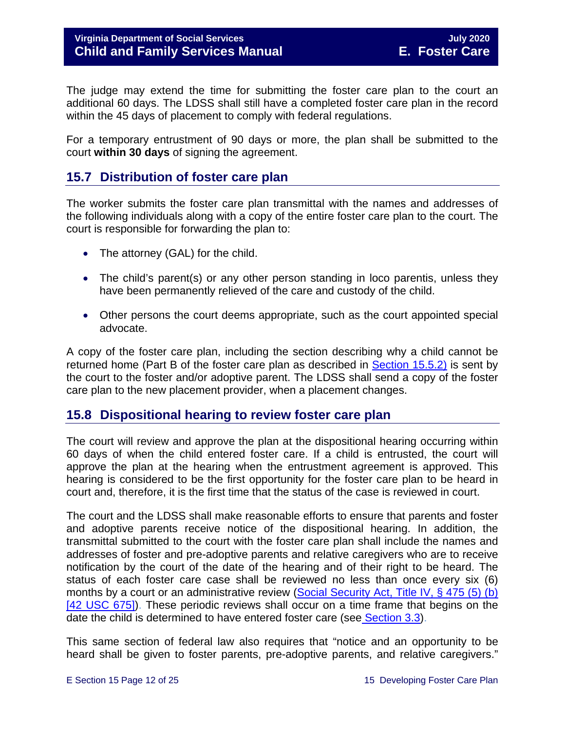The judge may extend the time for submitting the foster care plan to the court an additional 60 days. The LDSS shall still have a completed foster care plan in the record within the 45 days of placement to comply with federal regulations.

For a temporary entrustment of 90 days or more, the plan shall be submitted to the court **within 30 days** of signing the agreement.

## 15.7 Distribution of foster care plan

The worker submits the foster care plan transmittal with the names and addresses of the following individuals along with a copy of the entire foster care plan to the court. The court is responsible for forwarding the plan to:

- The attorney (GAL) for the child.
- The child's parent(s) or any other person standing in loco parentis, unless they have been permanently relieved of the care and custody of the child.
- Other persons the court deems appropriate, such as the court appointed special advocate.

A copy of the foster care plan, including the section describing why a child cannot be returned home (Part B of the foster care plan as described in Section 15.5.2) is sent by the court to the foster and/or adoptive parent. The LDSS shall send a copy of the foster care plan to the new placement provider, when a placement changes.

## 15.8 Dispositional hearing to review foster care plan

The court will review and approve the plan at the dispositional hearing occurring within 60 days of when the child entered foster care. If a child is entrusted, the court will approve the plan at the hearing when the entrustment agreement is approved. This hearing is considered to be the first opportunity for the foster care plan to be heard in court and, therefore, it is the first time that the status of the case is reviewed in court.

The court and the LDSS shall make reasonable efforts to ensure that parents and foster and adoptive parents receive notice of the dispositional hearing. In addition, the transmittal submitted to the court with the foster care plan shall include the names and addresses of foster and pre-adoptive parents and relative caregivers who are to receive notification by the court of the date of the hearing and of their right to be heard. The status of each foster care case shall be reviewed no less than once every six (6) months by a court or an administrative review (Social Security Act, Title IV, § 475 (5) (b) [42 USC 675]). These periodic reviews shall occur on a time frame that begins on the date the child is determined to have entered foster care (see Section 3.3).

This same section of federal law also requires that "notice and an opportunity to be heard shall be given to foster parents, pre-adoptive parents, and relative caregivers."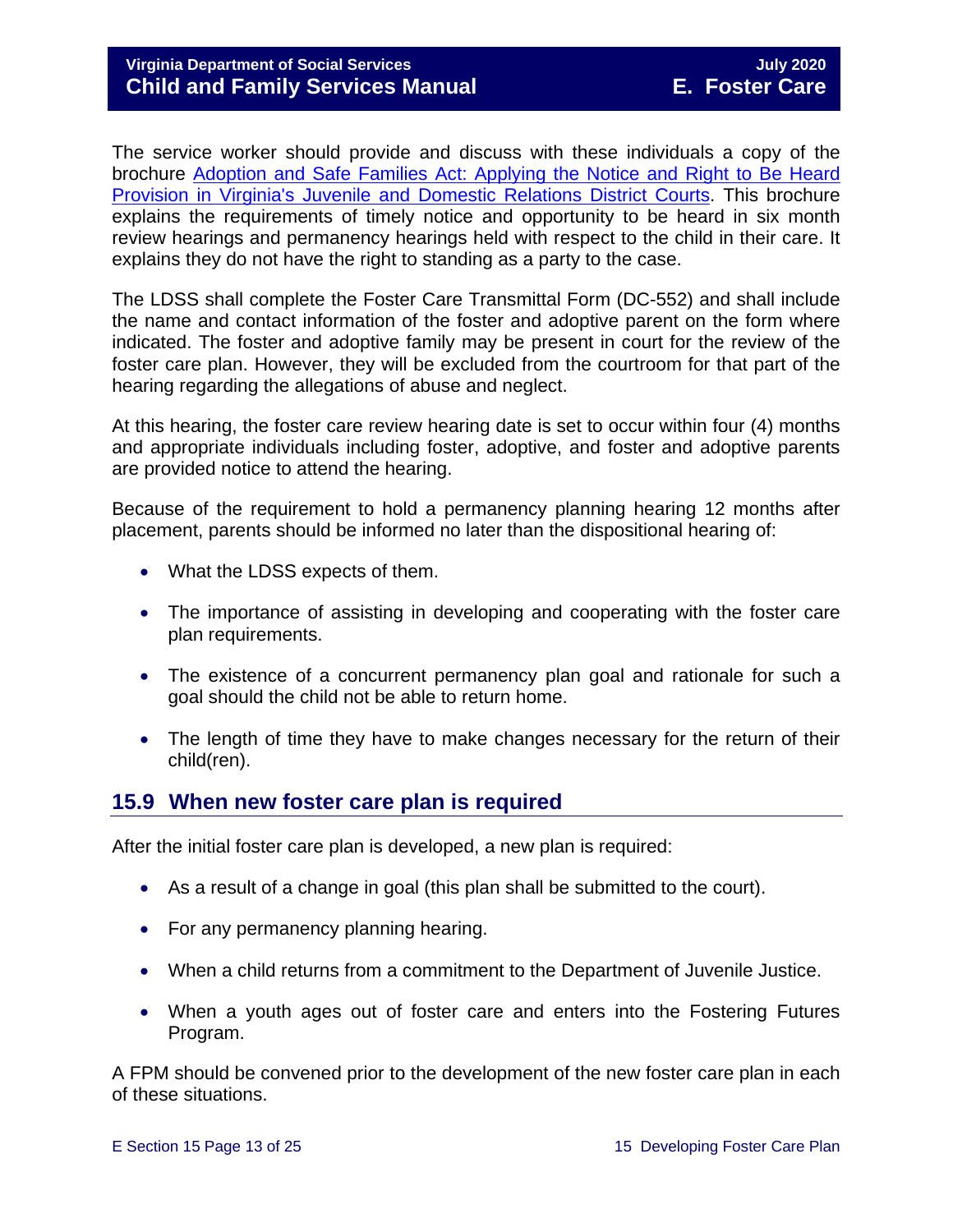The service worker should provide and discuss with these individuals a copy of the brochure Adoption and Safe Families Act: Applying the Notice and Right to Be Heard Provision in Virginia's Juvenile and Domestic Relations District Courts. This brochure explains the requirements of timely notice and opportunity to be heard in six month review hearings and permanency hearings held with respect to the child in their care. It explains they do not have the right to standing as a party to the case.

The LDSS shall complete the Foster Care Transmittal Form (DC-552) and shall include the name and contact information of the foster and adoptive parent on the form where indicated. The foster and adoptive family may be present in court for the review of the foster care plan. However, they will be excluded from the courtroom for that part of the hearing regarding the allegations of abuse and neglect.

At this hearing, the foster care review hearing date is set to occur within four (4) months and appropriate individuals including foster, adoptive, and foster and adoptive parents are provided notice to attend the hearing.

Because of the requirement to hold a permanency planning hearing 12 months after placement, parents should be informed no later than the dispositional hearing of:

- What the LDSS expects of them.
- The importance of assisting in developing and cooperating with the foster care plan requirements.
- The existence of a concurrent permanency plan goal and rationale for such a goal should the child not be able to return home.
- The length of time they have to make changes necessary for the return of their child(ren).

## 15.9 When new foster care plan is required

After the initial foster care plan is developed, a new plan is required:

- As a result of a change in goal (this plan shall be submitted to the court).
- For any permanency planning hearing.
- When a child returns from a commitment to the Department of Juvenile Justice.
- When a youth ages out of foster care and enters into the Fostering Futures Program.

A FPM should be convened prior to the development of the new foster care plan in each of these situations.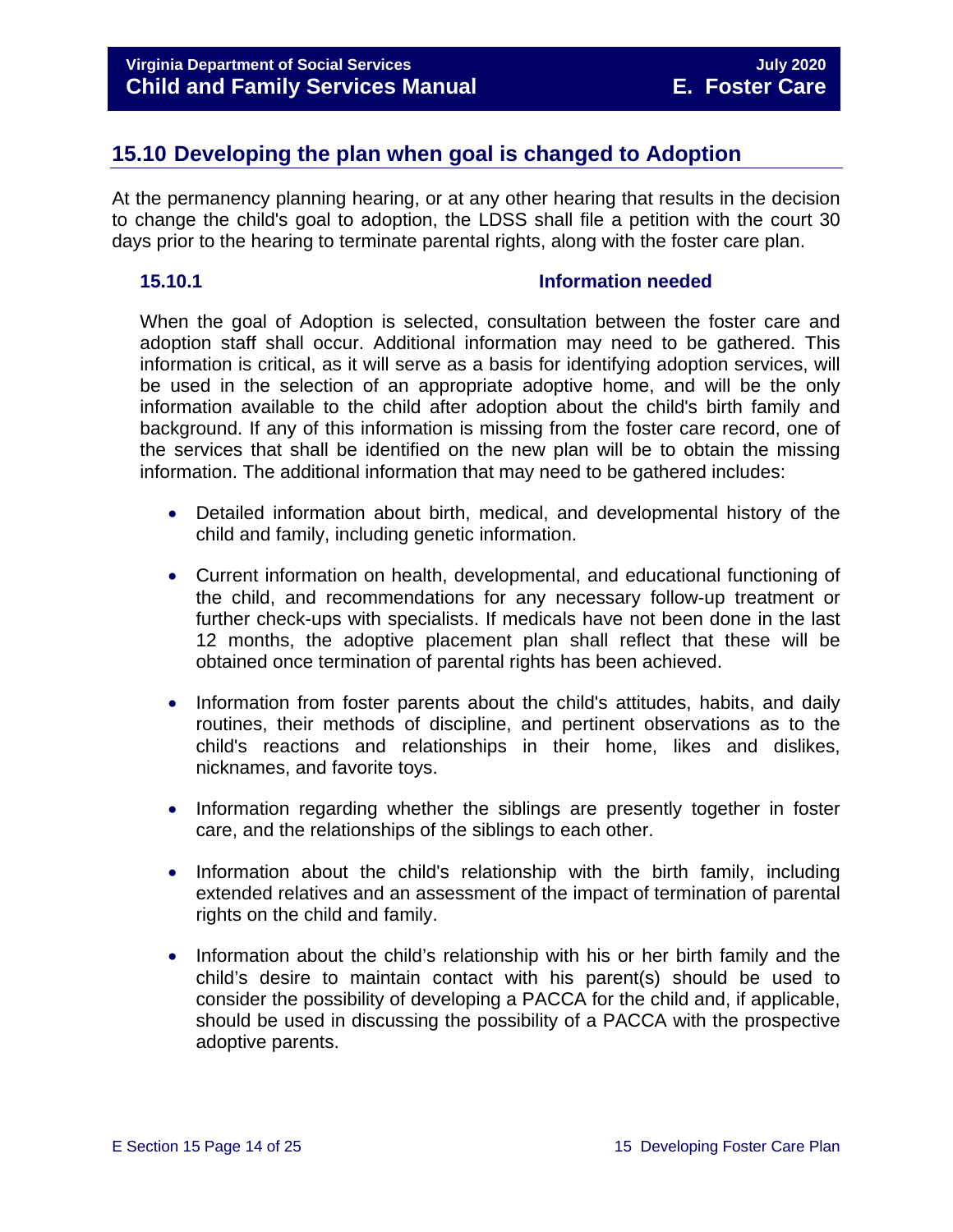## 15.10 Developing the plan when goal is changed to Adoption

At the permanency planning hearing, or at any other hearing that results in the decision to change the child's goal to adoption, the LDSS shall file a petition with the court 30 days prior to the hearing to terminate parental rights, along with the foster care plan.

### 15.10.1 Information needed

When the goal of Adoption is selected, consultation between the foster care and adoption staff shall occur. Additional information may need to be gathered. This information is critical, as it will serve as a basis for identifying adoption services, will be used in the selection of an appropriate adoptive home, and will be the only information available to the child after adoption about the child's birth family and background. If any of this information is missing from the foster care record, one of the services that shall be identified on the new plan will be to obtain the missing information. The additional information that may need to be gathered includes:

- Detailed information about birth, medical, and developmental history of the child and family, including genetic information.
- Current information on health, developmental, and educational functioning of the child, and recommendations for any necessary follow-up treatment or further check-ups with specialists. If medicals have not been done in the last 12 months, the adoptive placement plan shall reflect that these will be obtained once termination of parental rights has been achieved.
- Information from foster parents about the child's attitudes, habits, and daily routines, their methods of discipline, and pertinent observations as to the child's reactions and relationships in their home, likes and dislikes, nicknames, and favorite toys.
- Information regarding whether the siblings are presently together in foster care, and the relationships of the siblings to each other.
- Information about the child's relationship with the birth family, including extended relatives and an assessment of the impact of termination of parental rights on the child and family.
- Information about the child's relationship with his or her birth family and the child's desire to maintain contact with his parent(s) should be used to consider the possibility of developing a PACCA for the child and, if applicable, should be used in discussing the possibility of a PACCA with the prospective adoptive parents.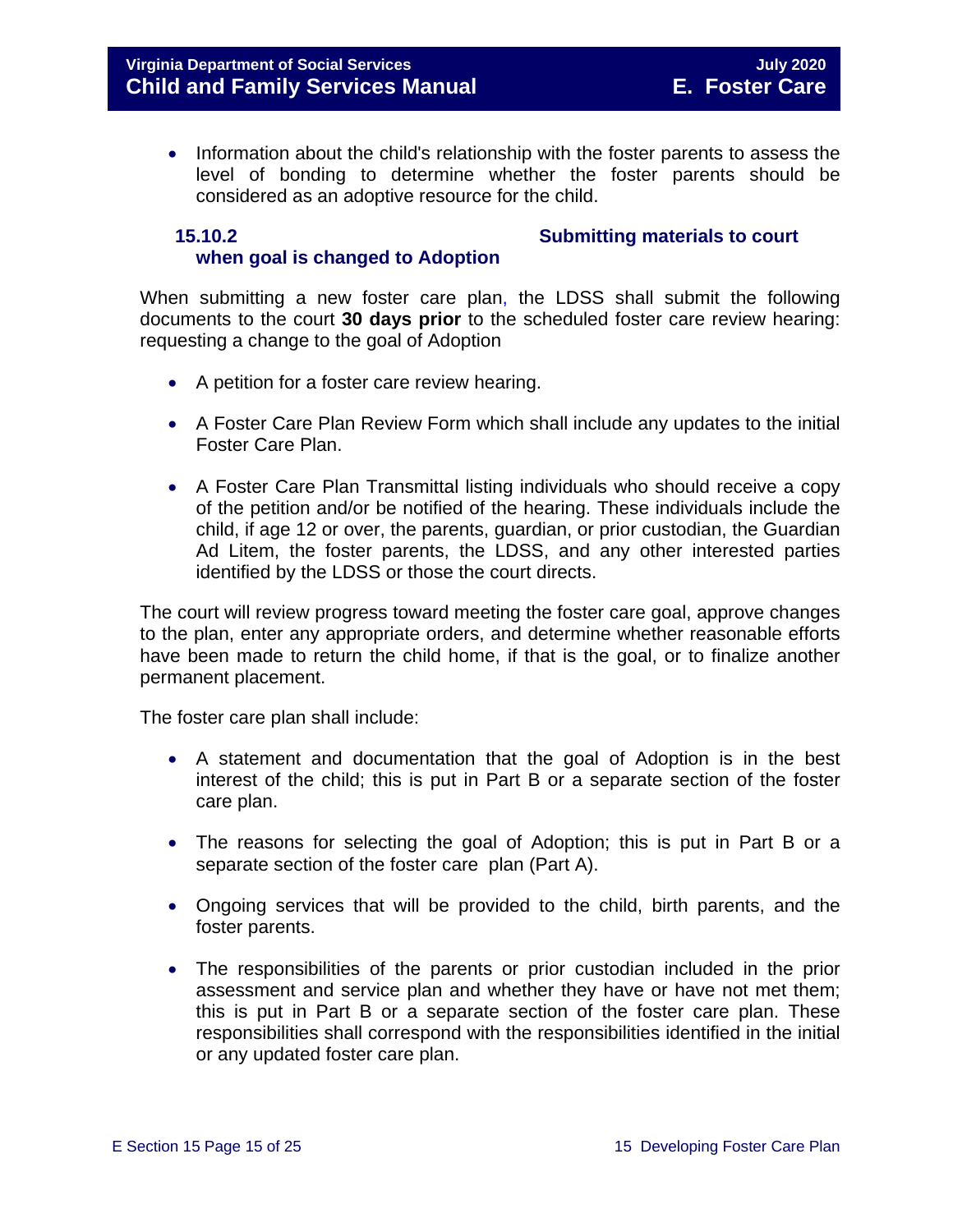- Information about the child's relationship with the foster parents to assess the level of bonding to determine whether the foster parents should be considered as an adoptive resource for the child.

### 15.10.2 Submitting materials to court when goal is changed to Adoption

When submitting a new foster care plan, the LDSS shall submit the following documents to the court **30 days prior** to the scheduled foster care review hearing: requesting a change to the goal of Adoption

- A petition for a foster care review hearing.
- A Foster Care Plan Review Form which shall include any updates to the initial Foster Care Plan.
- A Foster Care Plan Transmittal listing individuals who should receive a copy of the petition and/or be notified of the hearing. These individuals include the child, if age 12 or over, the parents, guardian, or prior custodian, the Guardian Ad Litem, the foster parents, the LDSS, and any other interested parties identified by the LDSS or those the court directs.

The court will review progress toward meeting the foster care goal, approve changes to the plan, enter any appropriate orders, and determine whether reasonable efforts have been made to return the child home, if that is the goal, or to finalize another permanent placement.

The foster care plan shall include:

- A statement and documentation that the goal of Adoption is in the best interest of the child; this is put in Part B or a separate section of the foster care plan.
- The reasons for selecting the goal of Adoption; this is put in Part B or a separate section of the foster care plan (Part A).
- Ongoing services that will be provided to the child, birth parents, and the foster parents.
- The responsibilities of the parents or prior custodian included in the prior assessment and service plan and whether they have or have not met them; this is put in Part B or a separate section of the foster care plan. These responsibilities shall correspond with the responsibilities identified in the initial or any updated foster care plan.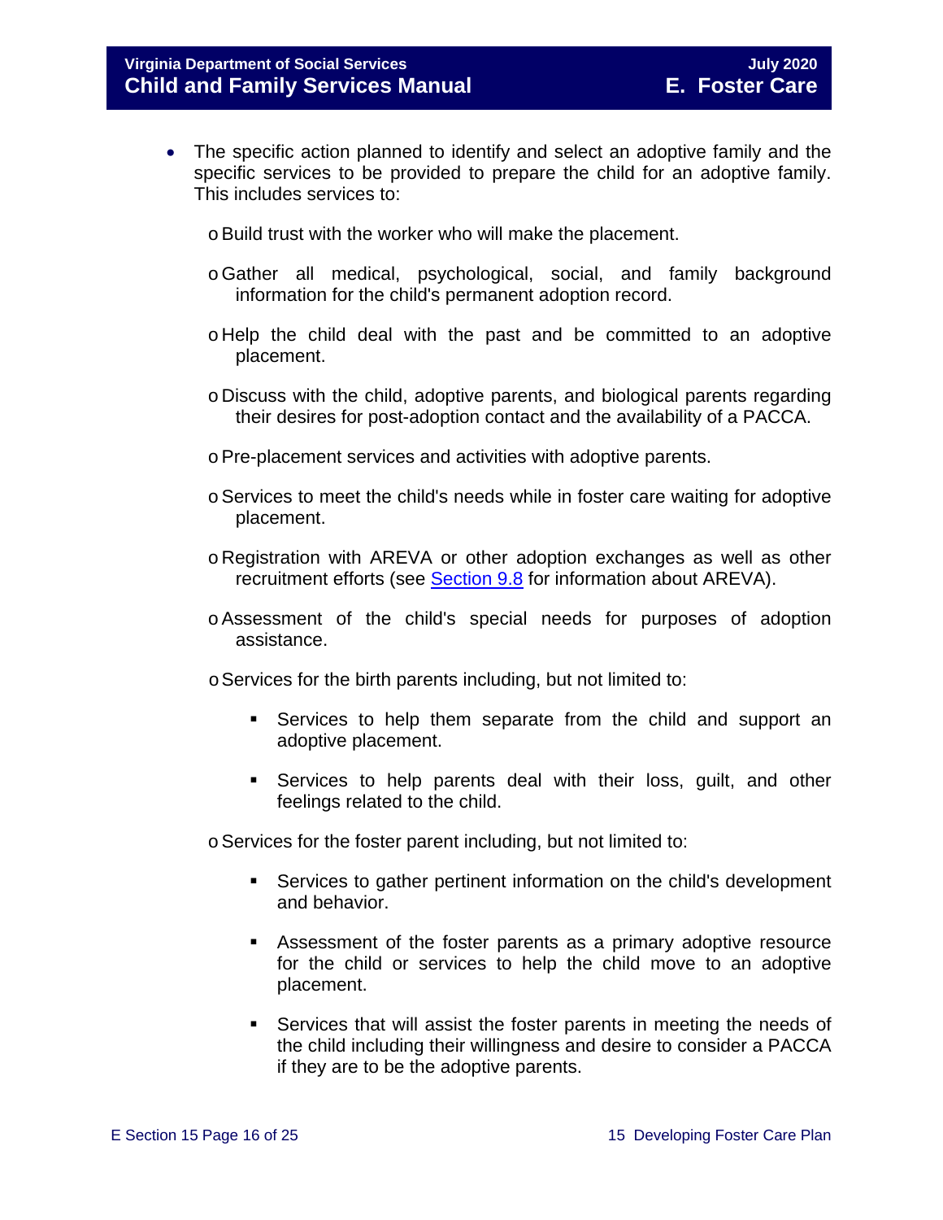- The specific action planned to identify and select an adoptive family and the specific services to be provided to prepare the child for an adoptive family. This includes services to:
  - Build trust with the worker who will make the placement.
  - Gather all medical, psychological, social, and family background information for the child's permanent adoption record.
  - Help the child deal with the past and be committed to an adoptive placement.
  - Discuss with the child, adoptive parents, and biological parents regarding their desires for post-adoption contact and the availability of a PACCA.
  - Pre-placement services and activities with adoptive parents.
  - Services to meet the child's needs while in foster care waiting for adoptive placement.
  - Registration with AREVA or other adoption exchanges as well as other recruitment efforts (see Section 9.8 for information about AREVA).
  - Assessment of the child's special needs for purposes of adoption assistance.
  - Services for the birth parents including, but not limited to:
    - Services to help them separate from the child and support an adoptive placement.
    - Services to help parents deal with their loss, guilt, and other feelings related to the child.
  - Services for the foster parent including, but not limited to:
    - Services to gather pertinent information on the child's development and behavior.
    - Assessment of the foster parents as a primary adoptive resource for the child or services to help the child move to an adoptive placement.
    - Services that will assist the foster parents in meeting the needs of the child including their willingness and desire to consider a PACCA if they are to be the adoptive parents.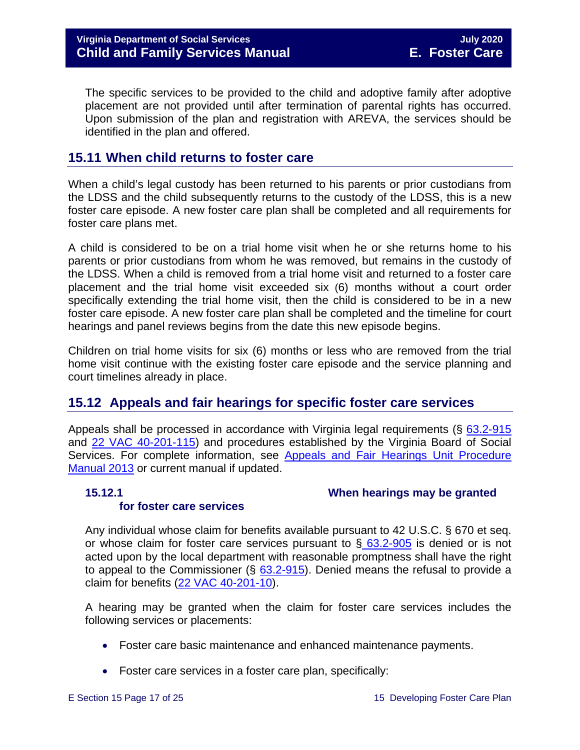The specific services to be provided to the child and adoptive family after adoptive placement are not provided until after termination of parental rights has occurred. Upon submission of the plan and registration with AREVA, the services should be identified in the plan and offered.

## 15.11 When child returns to foster care

When a child's legal custody has been returned to his parents or prior custodians from the LDSS and the child subsequently returns to the custody of the LDSS, this is a new foster care episode. A new foster care plan shall be completed and all requirements for foster care plans met.

A child is considered to be on a trial home visit when he or she returns home to his parents or prior custodians from whom he was removed, but remains in the custody of the LDSS. When a child is removed from a trial home visit and returned to a foster care placement and the trial home visit exceeded six (6) months without a court order specifically extending the trial home visit, then the child is considered to be in a new foster care episode. A new foster care plan shall be completed and the timeline for court hearings and panel reviews begins from the date this new episode begins.

Children on trial home visits for six (6) months or less who are removed from the trial home visit continue with the existing foster care episode and the service planning and court timelines already in place.

## 15.12 Appeals and fair hearings for specific foster care services

Appeals shall be processed in accordance with Virginia legal requirements (§ 63.2-915 and 22 VAC 40-201-115) and procedures established by the Virginia Board of Social Services. For complete information, see Appeals and Fair Hearings Unit Procedure Manual 2013 or current manual if updated.

### 15.12.1 When hearings may be granted for foster care services

Any individual whose claim for benefits available pursuant to 42 U.S.C. § 670 et seq. or whose claim for foster care services pursuant to § 63.2-905 is denied or is not acted upon by the local department with reasonable promptness shall have the right to appeal to the Commissioner (§ 63.2-915). Denied means the refusal to provide a claim for benefits (22 VAC 40-201-10).

A hearing may be granted when the claim for foster care services includes the following services or placements:

- Foster care basic maintenance and enhanced maintenance payments.
- Foster care services in a foster care plan, specifically: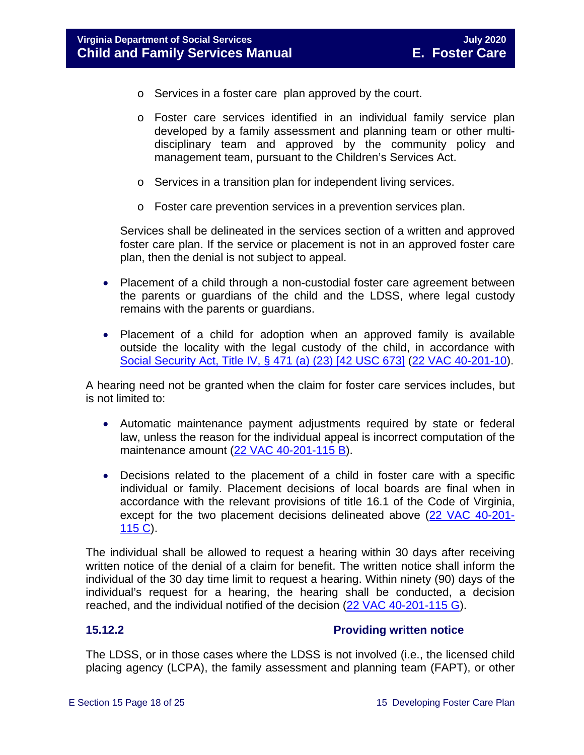- Services in a foster care  plan approved by the court.
    - Foster care services identified in an individual family service plan developed by a family assessment and planning team or other multi-disciplinary team and approved by the community policy and management team, pursuant to the Children's Services Act.
    - Services in a transition plan for independent living services.
    - Foster care prevention services in a prevention services plan.

  Services shall be delineated in the services section of a written and approved foster care plan. If the service or placement is not in an approved foster care plan, then the denial is not subject to appeal.

- Placement of a child through a non-custodial foster care agreement between the parents or guardians of the child and the LDSS, where legal custody remains with the parents or guardians.
- Placement of a child for adoption when an approved family is available outside the locality with the legal custody of the child, in accordance with Social Security Act, Title IV, § 471 (a) (23) [42 USC 673] (22 VAC 40-201-10).

A hearing need not be granted when the claim for foster care services includes, but is not limited to:

- Automatic maintenance payment adjustments required by state or federal law, unless the reason for the individual appeal is incorrect computation of the maintenance amount (22 VAC 40-201-115 B).
- Decisions related to the placement of a child in foster care with a specific individual or family. Placement decisions of local boards are final when in accordance with the relevant provisions of title 16.1 of the Code of Virginia, except for the two placement decisions delineated above (22 VAC 40-201-115 C).

The individual shall be allowed to request a hearing within 30 days after receiving written notice of the denial of a claim for benefit. The written notice shall inform the individual of the 30 day time limit to request a hearing. Within ninety (90) days of the individual's request for a hearing, the hearing shall be conducted, a decision reached, and the individual notified of the decision (22 VAC 40-201-115 G).

### 15.12.2 Providing written notice

The LDSS, or in those cases where the LDSS is not involved (i.e., the licensed child placing agency (LCPA), the family assessment and planning team (FAPT), or other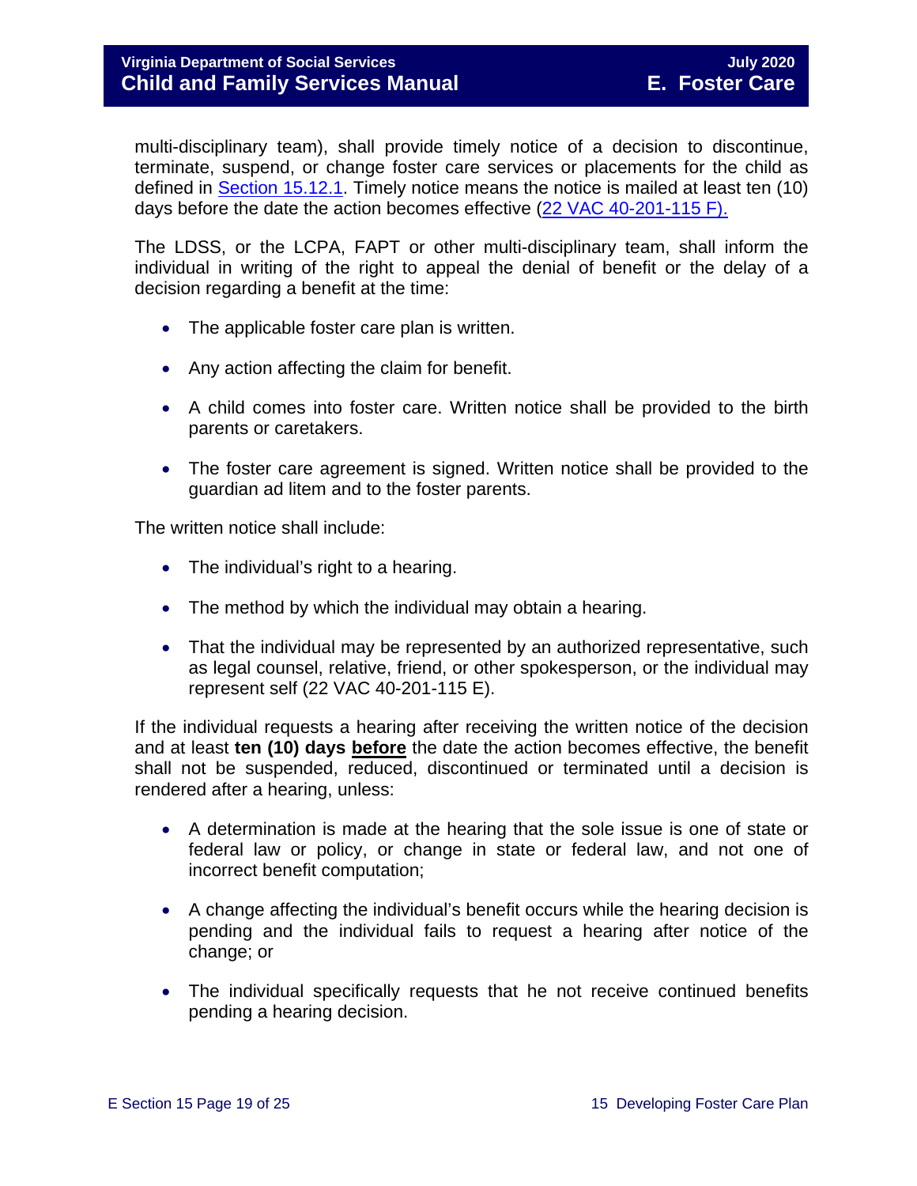multi-disciplinary team), shall provide timely notice of a decision to discontinue, terminate, suspend, or change foster care services or placements for the child as defined in Section 15.12.1. Timely notice means the notice is mailed at least ten (10) days before the date the action becomes effective (22 VAC 40-201-115 F).

The LDSS, or the LCPA, FAPT or other multi-disciplinary team, shall inform the individual in writing of the right to appeal the denial of benefit or the delay of a decision regarding a benefit at the time:

- The applicable foster care plan is written.
- Any action affecting the claim for benefit.
- A child comes into foster care. Written notice shall be provided to the birth parents or caretakers.
- The foster care agreement is signed. Written notice shall be provided to the guardian ad litem and to the foster parents.

The written notice shall include:

- The individual's right to a hearing.
- The method by which the individual may obtain a hearing.
- That the individual may be represented by an authorized representative, such as legal counsel, relative, friend, or other spokesperson, or the individual may represent self (22 VAC 40-201-115 E).

If the individual requests a hearing after receiving the written notice of the decision and at least **ten (10) days <u>before</u>** the date the action becomes effective, the benefit shall not be suspended, reduced, discontinued or terminated until a decision is rendered after a hearing, unless:

- A determination is made at the hearing that the sole issue is one of state or federal law or policy, or change in state or federal law, and not one of incorrect benefit computation;
- A change affecting the individual's benefit occurs while the hearing decision is pending and the individual fails to request a hearing after notice of the change; or
- The individual specifically requests that he not receive continued benefits pending a hearing decision.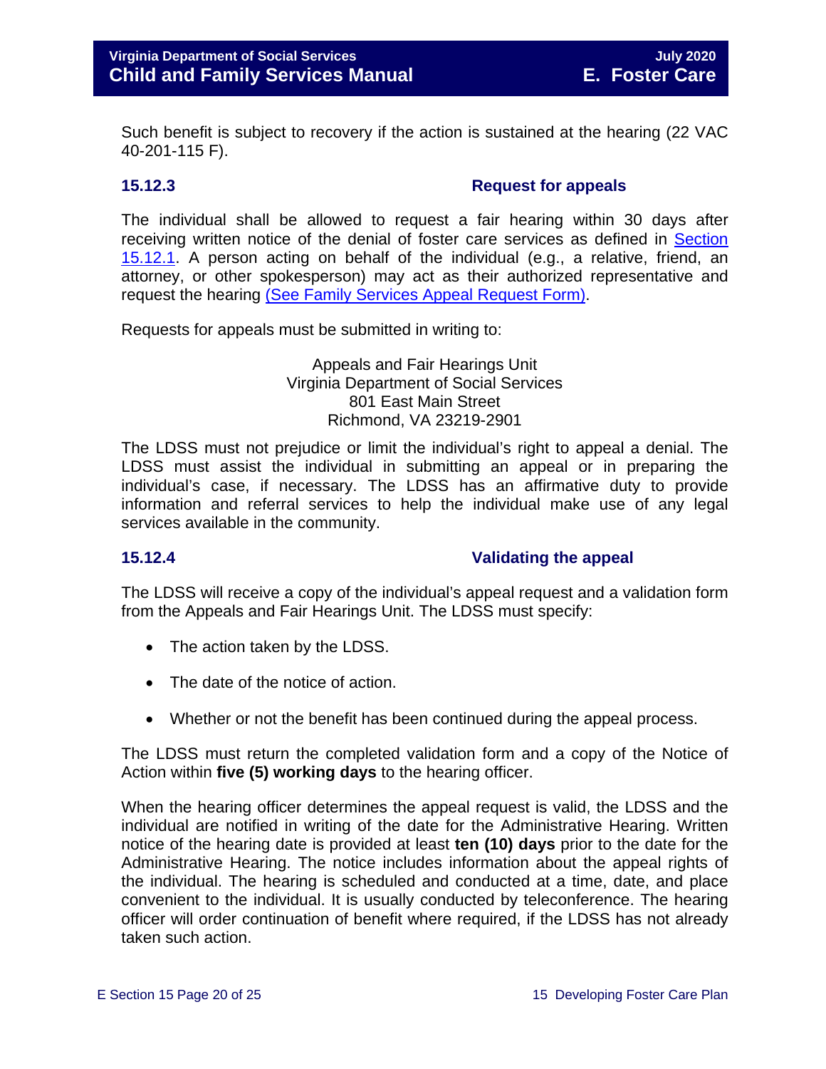Such benefit is subject to recovery if the action is sustained at the hearing (22 VAC 40-201-115 F).

### 15.12.3 Request for appeals

The individual shall be allowed to request a fair hearing within 30 days after receiving written notice of the denial of foster care services as defined in Section 15.12.1. A person acting on behalf of the individual (e.g., a relative, friend, an attorney, or other spokesperson) may act as their authorized representative and request the hearing (See Family Services Appeal Request Form).

Requests for appeals must be submitted in writing to:

Appeals and Fair Hearings Unit
Virginia Department of Social Services
801 East Main Street
Richmond, VA 23219-2901

The LDSS must not prejudice or limit the individual's right to appeal a denial. The LDSS must assist the individual in submitting an appeal or in preparing the individual's case, if necessary. The LDSS has an affirmative duty to provide information and referral services to help the individual make use of any legal services available in the community.

### 15.12.4 Validating the appeal

The LDSS will receive a copy of the individual's appeal request and a validation form from the Appeals and Fair Hearings Unit. The LDSS must specify:

- The action taken by the LDSS.
- The date of the notice of action.
- Whether or not the benefit has been continued during the appeal process.

The LDSS must return the completed validation form and a copy of the Notice of Action within **five (5) working days** to the hearing officer.

When the hearing officer determines the appeal request is valid, the LDSS and the individual are notified in writing of the date for the Administrative Hearing. Written notice of the hearing date is provided at least **ten (10) days** prior to the date for the Administrative Hearing. The notice includes information about the appeal rights of the individual. The hearing is scheduled and conducted at a time, date, and place convenient to the individual. It is usually conducted by teleconference. The hearing officer will order continuation of benefit where required, if the LDSS has not already taken such action.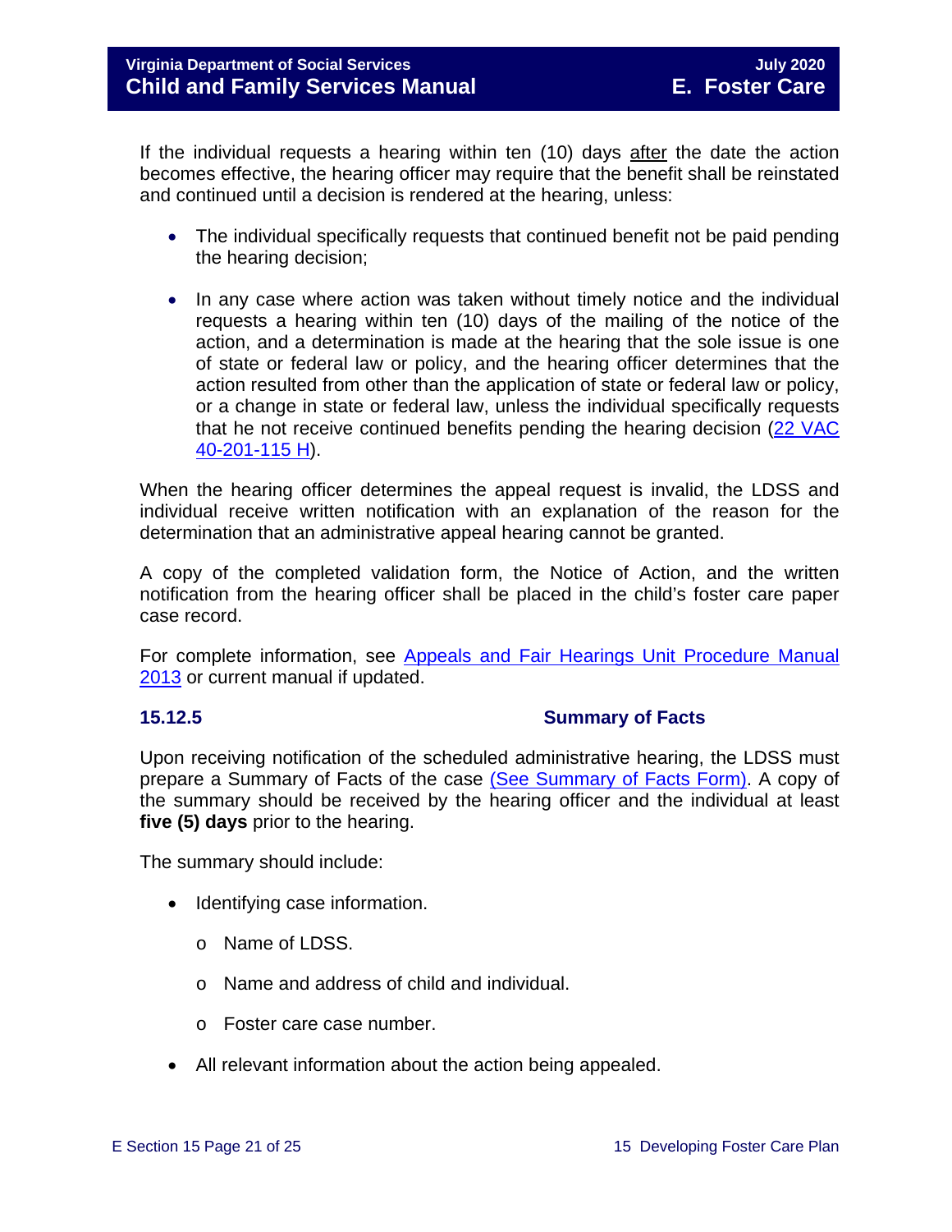If the individual requests a hearing within ten (10) days <u>after</u> the date the action becomes effective, the hearing officer may require that the benefit shall be reinstated and continued until a decision is rendered at the hearing, unless:

- The individual specifically requests that continued benefit not be paid pending the hearing decision;
- In any case where action was taken without timely notice and the individual requests a hearing within ten (10) days of the mailing of the notice of the action, and a determination is made at the hearing that the sole issue is one of state or federal law or policy, and the hearing officer determines that the action resulted from other than the application of state or federal law or policy, or a change in state or federal law, unless the individual specifically requests that he not receive continued benefits pending the hearing decision ([22 VAC 40-201-115 H](#)).

When the hearing officer determines the appeal request is invalid, the LDSS and individual receive written notification with an explanation of the reason for the determination that an administrative appeal hearing cannot be granted.

A copy of the completed validation form, the Notice of Action, and the written notification from the hearing officer shall be placed in the child's foster care paper case record.

For complete information, see [Appeals and Fair Hearings Unit Procedure Manual 2013](#) or current manual if updated.

### 15.12.5 Summary of Facts

Upon receiving notification of the scheduled administrative hearing, the LDSS must prepare a Summary of Facts of the case [(See Summary of Facts Form)](#). A copy of the summary should be received by the hearing officer and the individual at least **five (5) days** prior to the hearing.

The summary should include:

- Identifying case information.
  - Name of LDSS.
  - Name and address of child and individual.
  - Foster care case number.
- All relevant information about the action being appealed.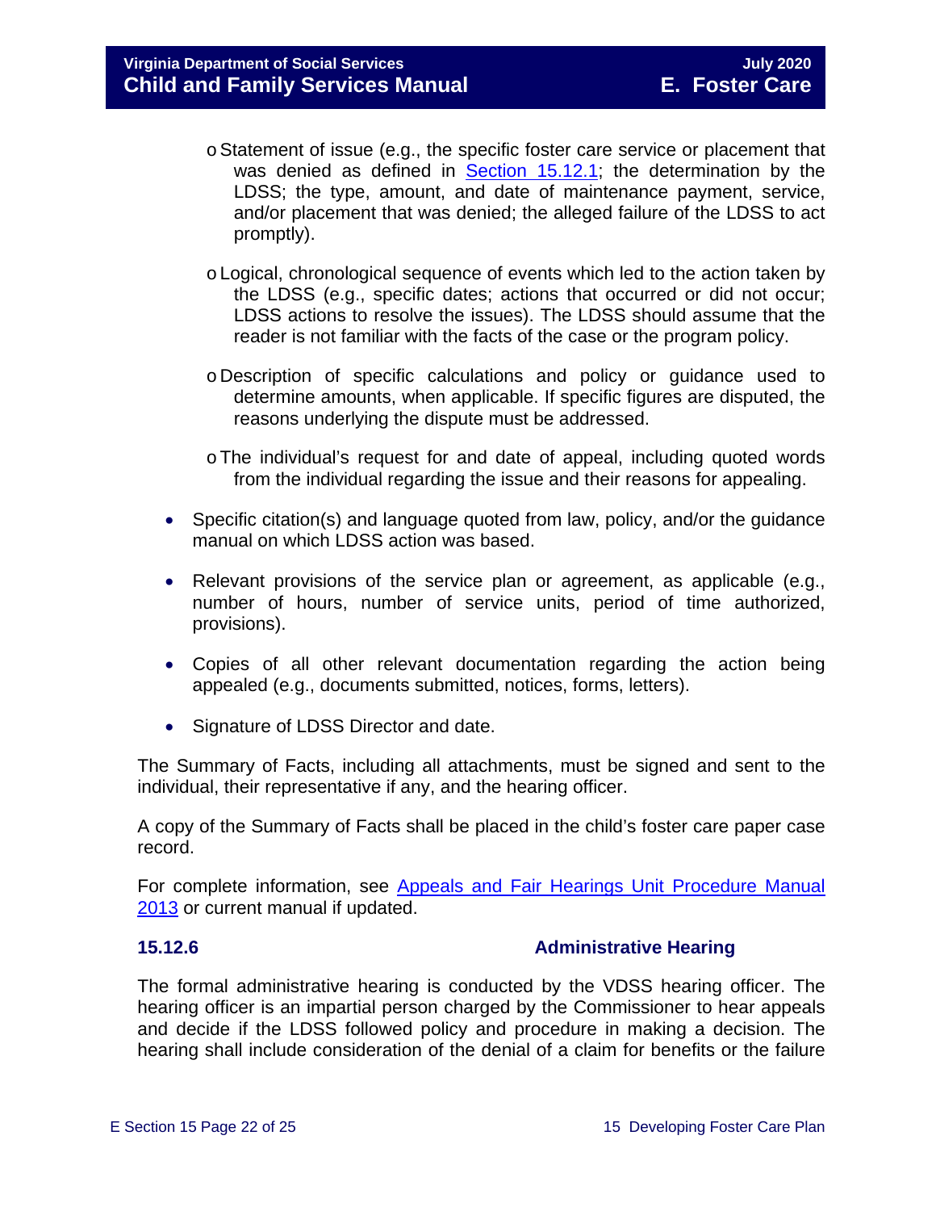- Statement of issue (e.g., the specific foster care service or placement that was denied as defined in Section 15.12.1; the determination by the LDSS; the type, amount, and date of maintenance payment, service, and/or placement that was denied; the alleged failure of the LDSS to act promptly).

  - Logical, chronological sequence of events which led to the action taken by the LDSS (e.g., specific dates; actions that occurred or did not occur; LDSS actions to resolve the issues). The LDSS should assume that the reader is not familiar with the facts of the case or the program policy.

  - Description of specific calculations and policy or guidance used to determine amounts, when applicable. If specific figures are disputed, the reasons underlying the dispute must be addressed.

  - The individual's request for and date of appeal, including quoted words from the individual regarding the issue and their reasons for appealing.

- Specific citation(s) and language quoted from law, policy, and/or the guidance manual on which LDSS action was based.

- Relevant provisions of the service plan or agreement, as applicable (e.g., number of hours, number of service units, period of time authorized, provisions).

- Copies of all other relevant documentation regarding the action being appealed (e.g., documents submitted, notices, forms, letters).

- Signature of LDSS Director and date.

The Summary of Facts, including all attachments, must be signed and sent to the individual, their representative if any, and the hearing officer.

A copy of the Summary of Facts shall be placed in the child's foster care paper case record.

For complete information, see Appeals and Fair Hearings Unit Procedure Manual 2013 or current manual if updated.

### 15.12.6 Administrative Hearing

The formal administrative hearing is conducted by the VDSS hearing officer. The hearing officer is an impartial person charged by the Commissioner to hear appeals and decide if the LDSS followed policy and procedure in making a decision. The hearing shall include consideration of the denial of a claim for benefits or the failure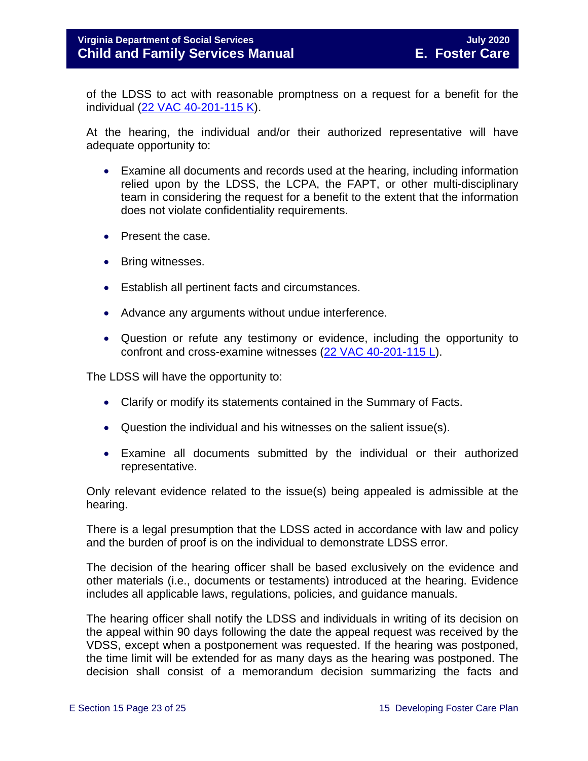of the LDSS to act with reasonable promptness on a request for a benefit for the individual (22 VAC 40-201-115 K).

At the hearing, the individual and/or their authorized representative will have adequate opportunity to:

- Examine all documents and records used at the hearing, including information relied upon by the LDSS, the LCPA, the FAPT, or other multi-disciplinary team in considering the request for a benefit to the extent that the information does not violate confidentiality requirements.
- Present the case.
- Bring witnesses.
- Establish all pertinent facts and circumstances.
- Advance any arguments without undue interference.
- Question or refute any testimony or evidence, including the opportunity to confront and cross-examine witnesses (22 VAC 40-201-115 L).

The LDSS will have the opportunity to:

- Clarify or modify its statements contained in the Summary of Facts.
- Question the individual and his witnesses on the salient issue(s).
- Examine all documents submitted by the individual or their authorized representative.

Only relevant evidence related to the issue(s) being appealed is admissible at the hearing.

There is a legal presumption that the LDSS acted in accordance with law and policy and the burden of proof is on the individual to demonstrate LDSS error.

The decision of the hearing officer shall be based exclusively on the evidence and other materials (i.e., documents or testaments) introduced at the hearing. Evidence includes all applicable laws, regulations, policies, and guidance manuals.

The hearing officer shall notify the LDSS and individuals in writing of its decision on the appeal within 90 days following the date the appeal request was received by the VDSS, except when a postponement was requested. If the hearing was postponed, the time limit will be extended for as many days as the hearing was postponed. The decision shall consist of a memorandum decision summarizing the facts and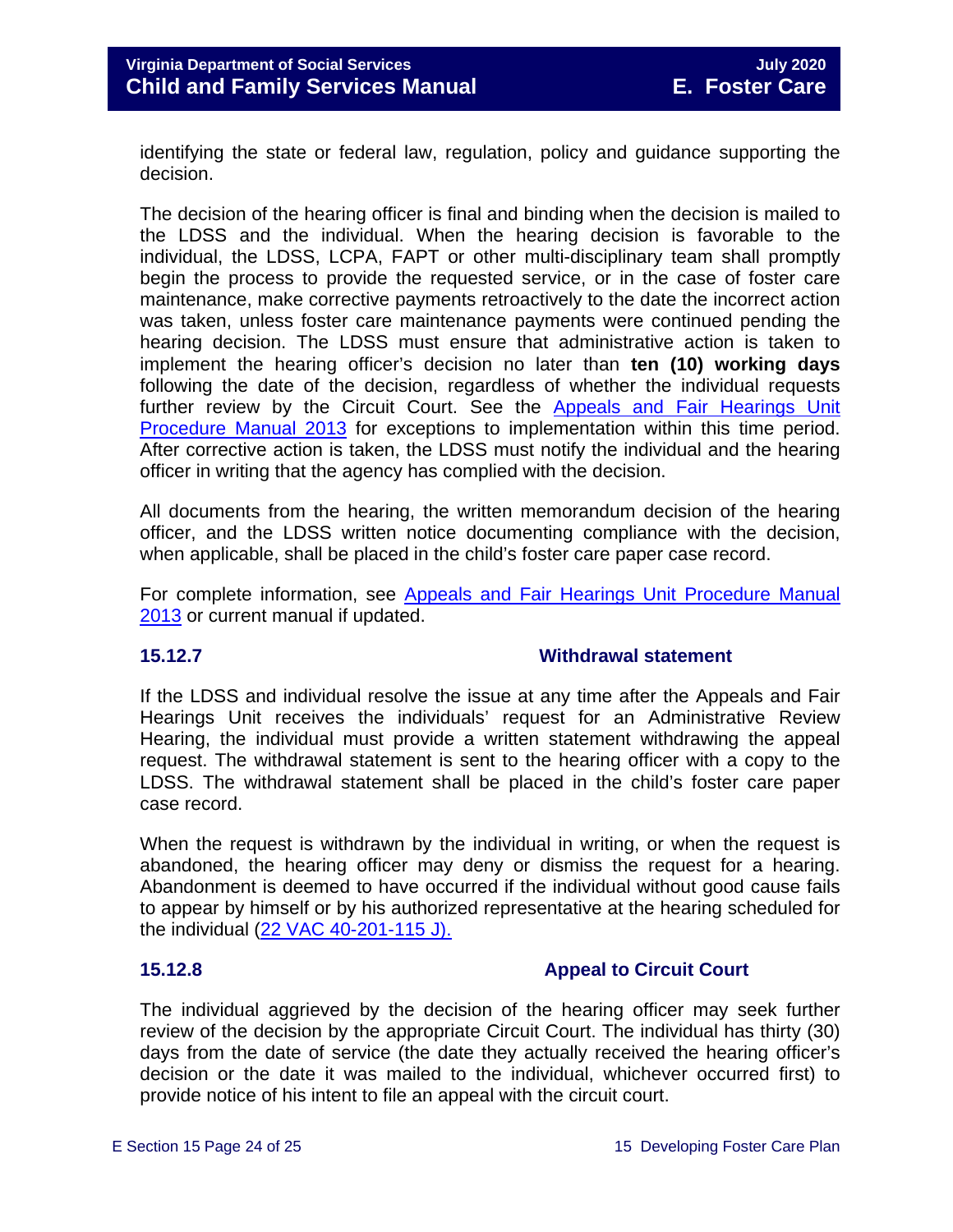identifying the state or federal law, regulation, policy and guidance supporting the decision.

The decision of the hearing officer is final and binding when the decision is mailed to the LDSS and the individual. When the hearing decision is favorable to the individual, the LDSS, LCPA, FAPT or other multi-disciplinary team shall promptly begin the process to provide the requested service, or in the case of foster care maintenance, make corrective payments retroactively to the date the incorrect action was taken, unless foster care maintenance payments were continued pending the hearing decision. The LDSS must ensure that administrative action is taken to implement the hearing officer's decision no later than **ten (10) working days** following the date of the decision, regardless of whether the individual requests further review by the Circuit Court. See the [Appeals and Fair Hearings Unit Procedure Manual 2013] for exceptions to implementation within this time period. After corrective action is taken, the LDSS must notify the individual and the hearing officer in writing that the agency has complied with the decision.

All documents from the hearing, the written memorandum decision of the hearing officer, and the LDSS written notice documenting compliance with the decision, when applicable, shall be placed in the child's foster care paper case record.

For complete information, see [Appeals and Fair Hearings Unit Procedure Manual 2013] or current manual if updated.

### 15.12.7 Withdrawal statement

If the LDSS and individual resolve the issue at any time after the Appeals and Fair Hearings Unit receives the individuals' request for an Administrative Review Hearing, the individual must provide a written statement withdrawing the appeal request. The withdrawal statement is sent to the hearing officer with a copy to the LDSS. The withdrawal statement shall be placed in the child's foster care paper case record.

When the request is withdrawn by the individual in writing, or when the request is abandoned, the hearing officer may deny or dismiss the request for a hearing. Abandonment is deemed to have occurred if the individual without good cause fails to appear by himself or by his authorized representative at the hearing scheduled for the individual ([22 VAC 40-201-115 J).]

### 15.12.8 Appeal to Circuit Court

The individual aggrieved by the decision of the hearing officer may seek further review of the decision by the appropriate Circuit Court. The individual has thirty (30) days from the date of service (the date they actually received the hearing officer's decision or the date it was mailed to the individual, whichever occurred first) to provide notice of his intent to file an appeal with the circuit court.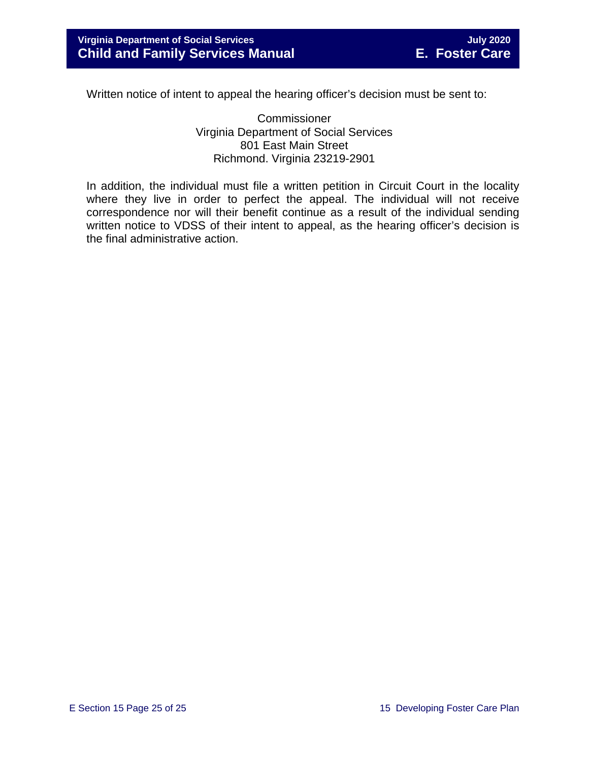Written notice of intent to appeal the hearing officer's decision must be sent to:

Commissioner
Virginia Department of Social Services
801 East Main Street
Richmond. Virginia 23219-2901

In addition, the individual must file a written petition in Circuit Court in the locality where they live in order to perfect the appeal. The individual will not receive correspondence nor will their benefit continue as a result of the individual sending written notice to VDSS of their intent to appeal, as the hearing officer's decision is the final administrative action.